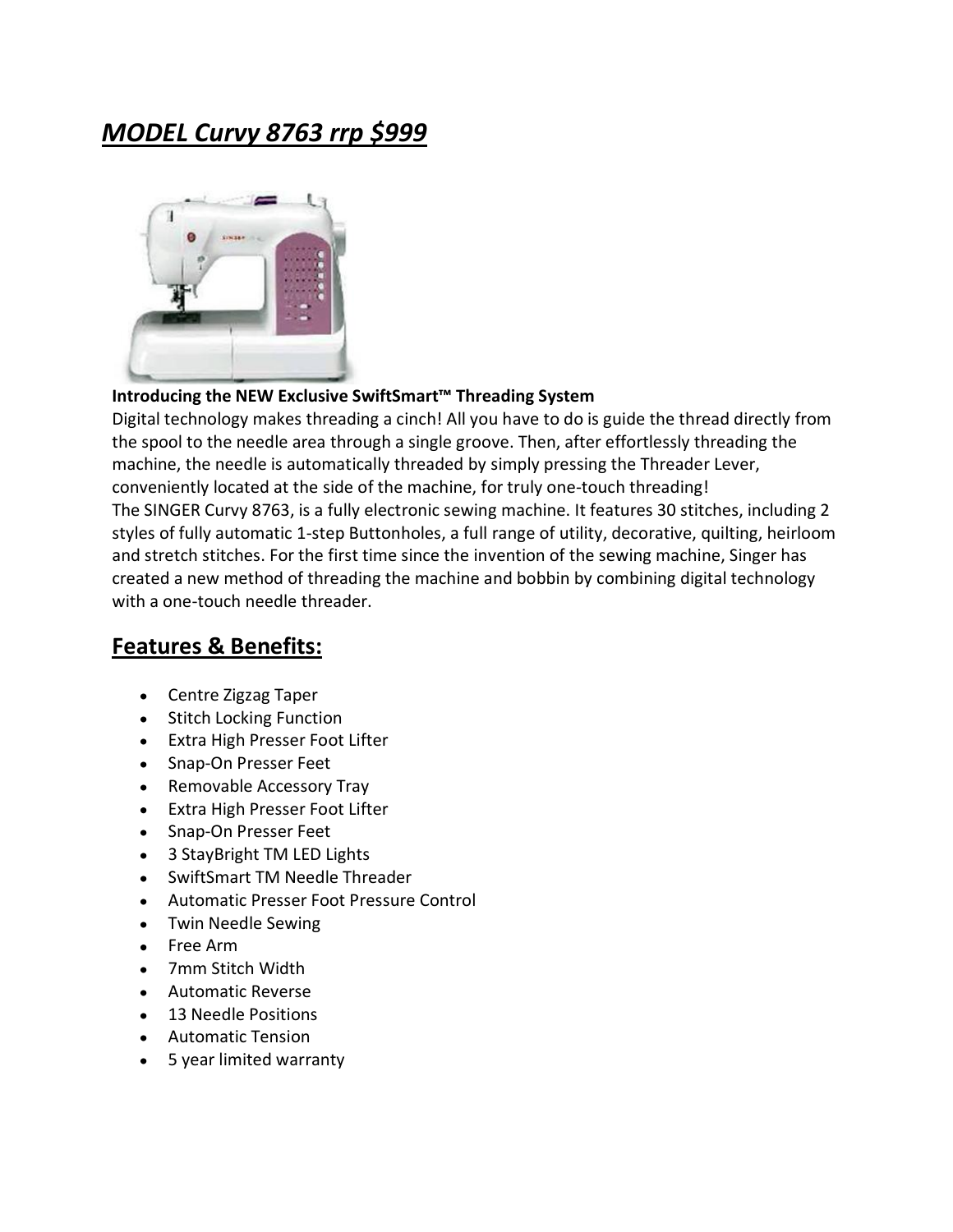# ***MODEL Curvy 8763 rrp $999***

**Introducing the NEW Exclusive SwiftSmart™ Threading System**

Digital technology makes threading a cinch! All you have to do is guide the thread directly from the spool to the needle area through a single groove. Then, after effortlessly threading the machine, the needle is automatically threaded by simply pressing the Threader Lever, conveniently located at the side of the machine, for truly one-touch threading!

The SINGER Curvy 8763, is a fully electronic sewing machine. It features 30 stitches, including 2 styles of fully automatic 1-step Buttonholes, a full range of utility, decorative, quilting, heirloom and stretch stitches. For the first time since the invention of the sewing machine, Singer has created a new method of threading the machine and bobbin by combining digital technology with a one-touch needle threader.

## Features & Benefits:

- Centre Zigzag Taper
- Stitch Locking Function
- Extra High Presser Foot Lifter
- Snap-On Presser Feet
- Removable Accessory Tray
- Extra High Presser Foot Lifter
- Snap-On Presser Feet
- 3 StayBright TM LED Lights
- SwiftSmart TM Needle Threader
- Automatic Presser Foot Pressure Control
- Twin Needle Sewing
- Free Arm
- 7mm Stitch Width
- Automatic Reverse
- 13 Needle Positions
- Automatic Tension
- 5 year limited warranty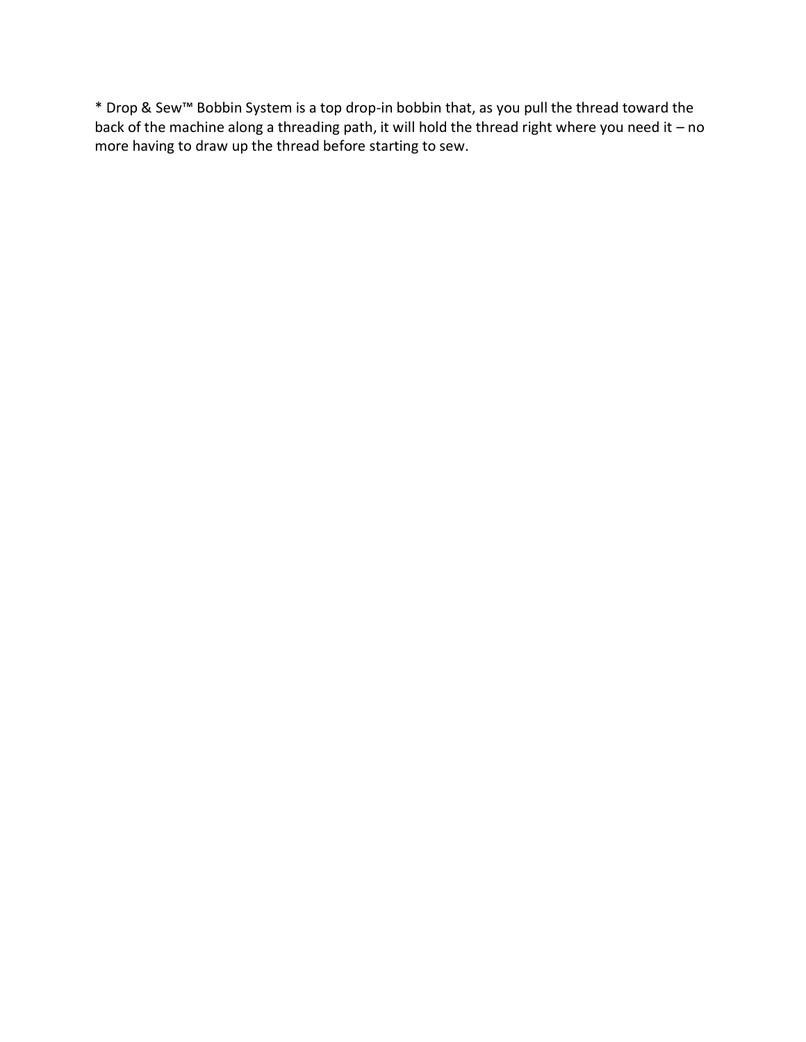* Drop & Sew™ Bobbin System is a top drop-in bobbin that, as you pull the thread toward the back of the machine along a threading path, it will hold the thread right where you need it – no more having to draw up the thread before starting to sew.